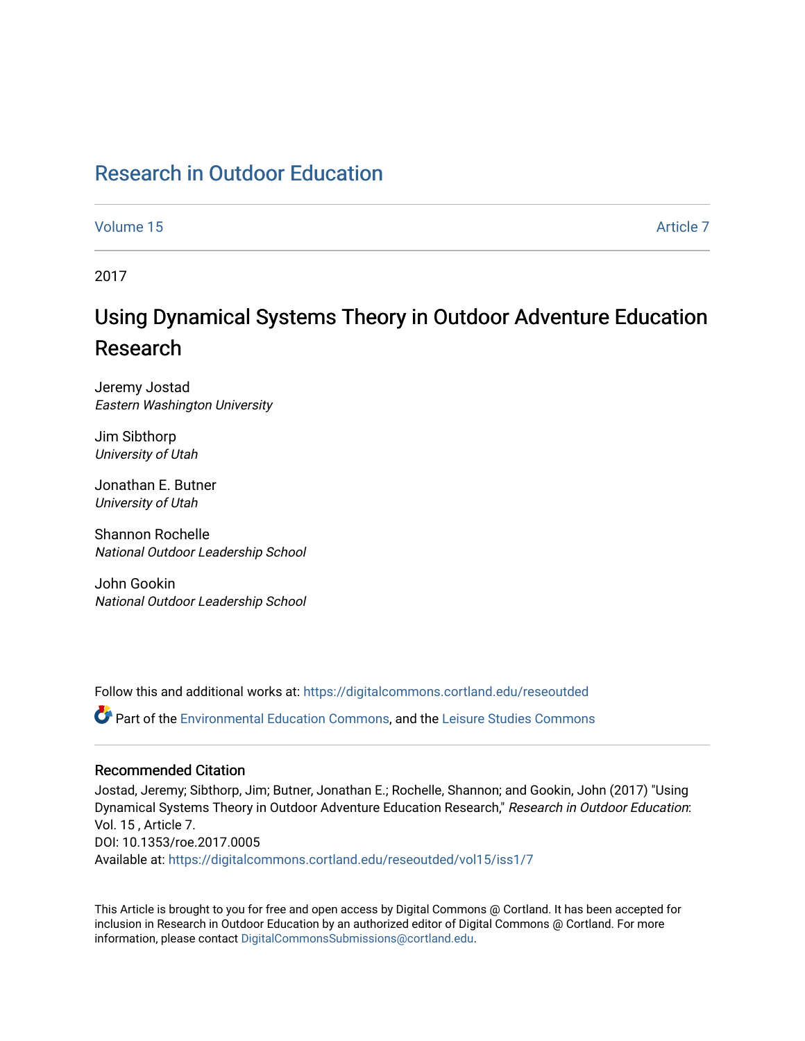# Research in Outdoor Education

Volume 15 Article 7

2017

## Using Dynamical Systems Theory in Outdoor Adventure Education Research

Jeremy Jostad
*Eastern Washington University*

Jim Sibthorp
*University of Utah*

Jonathan E. Butner
*University of Utah*

Shannon Rochelle
*National Outdoor Leadership School*

John Gookin
*National Outdoor Leadership School*

Follow this and additional works at: https://digitalcommons.cortland.edu/reseoutded

Part of the Environmental Education Commons, and the Leisure Studies Commons

### Recommended Citation

Jostad, Jeremy; Sibthorp, Jim; Butner, Jonathan E.; Rochelle, Shannon; and Gookin, John (2017) "Using Dynamical Systems Theory in Outdoor Adventure Education Research," *Research in Outdoor Education*: Vol. 15 , Article 7.
DOI: 10.1353/roe.2017.0005
Available at: https://digitalcommons.cortland.edu/reseoutded/vol15/iss1/7

This Article is brought to you for free and open access by Digital Commons @ Cortland. It has been accepted for inclusion in Research in Outdoor Education by an authorized editor of Digital Commons @ Cortland. For more information, please contact DigitalCommonsSubmissions@cortland.edu.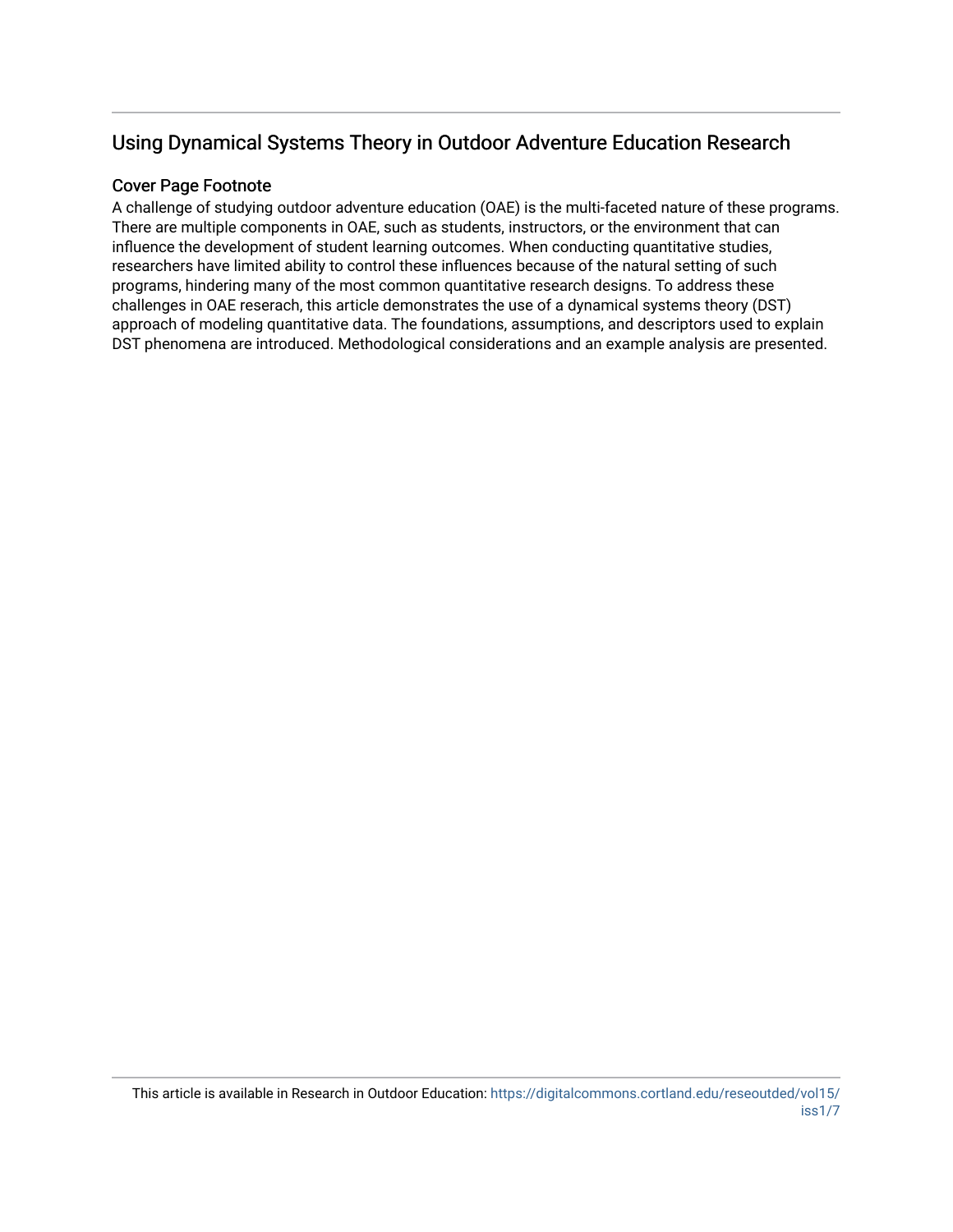## Using Dynamical Systems Theory in Outdoor Adventure Education Research

### Cover Page Footnote

A challenge of studying outdoor adventure education (OAE) is the multi-faceted nature of these programs. There are multiple components in OAE, such as students, instructors, or the environment that can influence the development of student learning outcomes. When conducting quantitative studies, researchers have limited ability to control these influences because of the natural setting of such programs, hindering many of the most common quantitative research designs. To address these challenges in OAE reserach, this article demonstrates the use of a dynamical systems theory (DST) approach of modeling quantitative data. The foundations, assumptions, and descriptors used to explain DST phenomena are introduced. Methodological considerations and an example analysis are presented.

This article is available in Research in Outdoor Education: https://digitalcommons.cortland.edu/reseoutded/vol15/iss1/7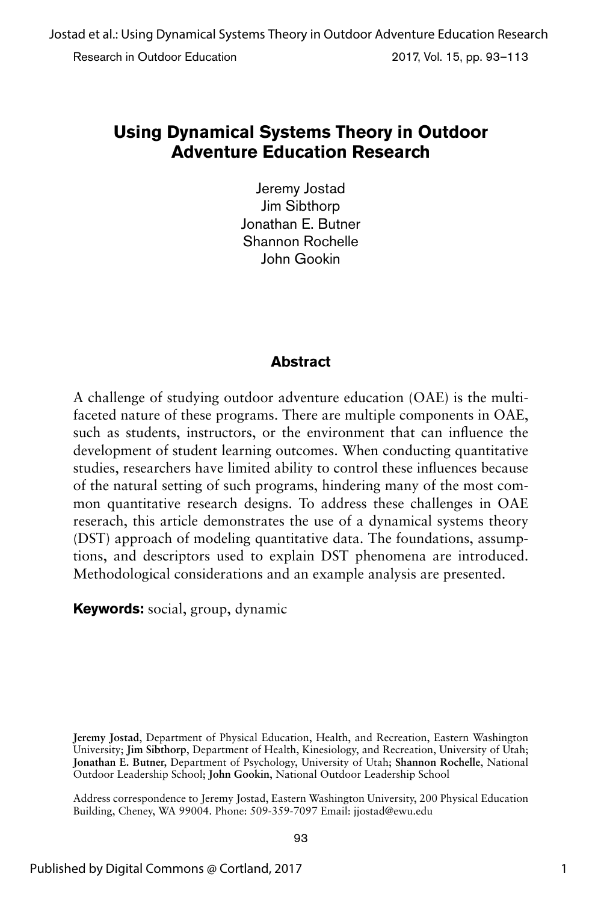# Using Dynamical Systems Theory in Outdoor Adventure Education Research

Jeremy Jostad
Jim Sibthorp
Jonathan E. Butner
Shannon Rochelle
John Gookin

## Abstract

A challenge of studying outdoor adventure education (OAE) is the multi-faceted nature of these programs. There are multiple components in OAE, such as students, instructors, or the environment that can influence the development of student learning outcomes. When conducting quantitative studies, researchers have limited ability to control these influences because of the natural setting of such programs, hindering many of the most common quantitative research designs. To address these challenges in OAE reserach, this article demonstrates the use of a dynamical systems theory (DST) approach of modeling quantitative data. The foundations, assumptions, and descriptors used to explain DST phenomena are introduced. Methodological considerations and an example analysis are presented.

**Keywords:** social, group, dynamic

**Jeremy Jostad**, Department of Physical Education, Health, and Recreation, Eastern Washington University; **Jim Sibthorp**, Department of Health, Kinesiology, and Recreation, University of Utah; **Jonathan E. Butner,** Department of Psychology, University of Utah; **Shannon Rochelle**, National Outdoor Leadership School; **John Gookin**, National Outdoor Leadership School

Address correspondence to Jeremy Jostad, Eastern Washington University, 200 Physical Education Building, Cheney, WA 99004. Phone: 509-359-7097 Email: jjostad@ewu.edu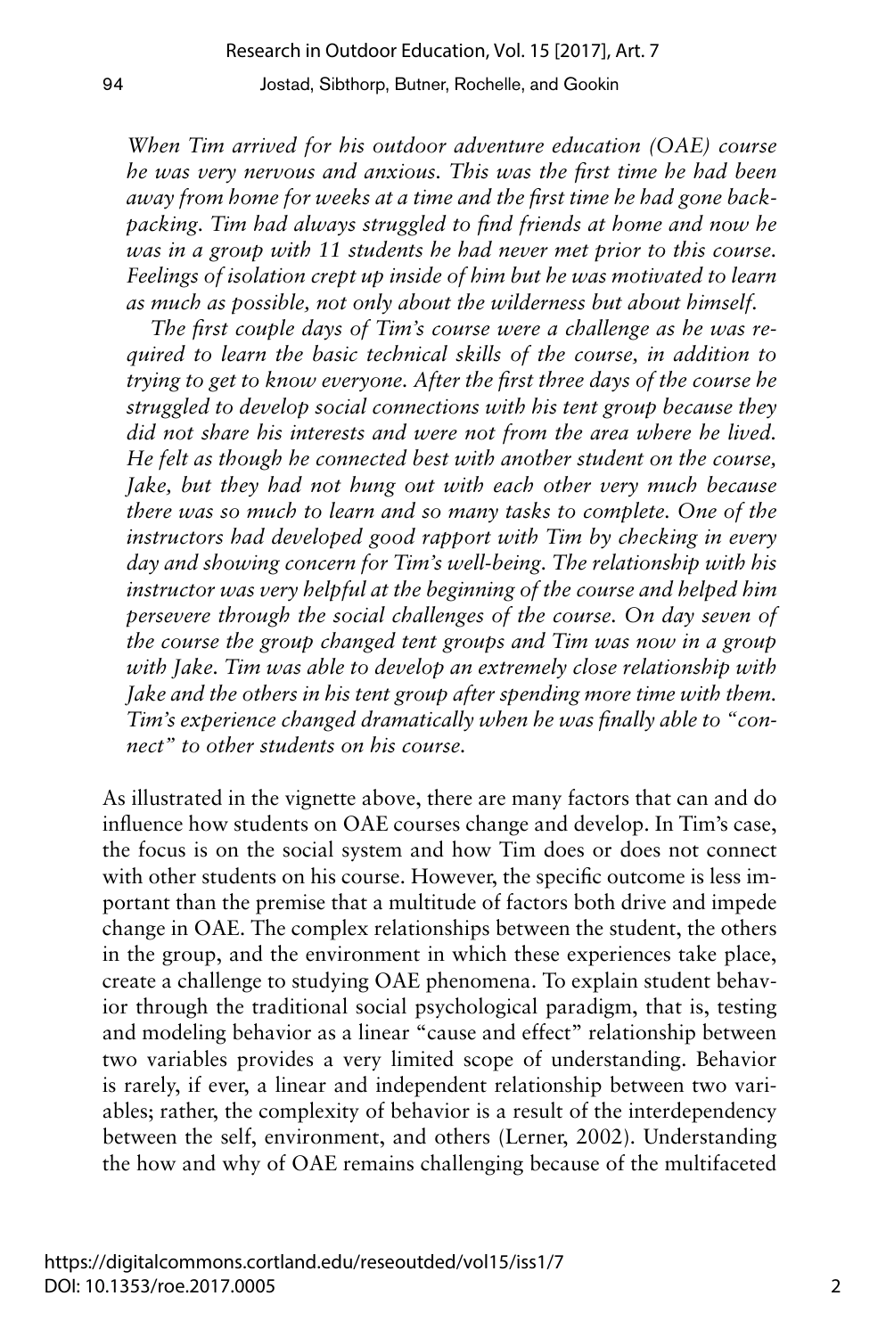*When Tim arrived for his outdoor adventure education (OAE) course he was very nervous and anxious. This was the first time he had been away from home for weeks at a time and the first time he had gone backpacking. Tim had always struggled to find friends at home and now he was in a group with 11 students he had never met prior to this course. Feelings of isolation crept up inside of him but he was motivated to learn as much as possible, not only about the wilderness but about himself.*

*The first couple days of Tim's course were a challenge as he was required to learn the basic technical skills of the course, in addition to trying to get to know everyone. After the first three days of the course he struggled to develop social connections with his tent group because they did not share his interests and were not from the area where he lived. He felt as though he connected best with another student on the course, Jake, but they had not hung out with each other very much because there was so much to learn and so many tasks to complete. One of the instructors had developed good rapport with Tim by checking in every day and showing concern for Tim's well-being. The relationship with his instructor was very helpful at the beginning of the course and helped him persevere through the social challenges of the course. On day seven of the course the group changed tent groups and Tim was now in a group with Jake. Tim was able to develop an extremely close relationship with Jake and the others in his tent group after spending more time with them. Tim's experience changed dramatically when he was finally able to "connect" to other students on his course.*

As illustrated in the vignette above, there are many factors that can and do influence how students on OAE courses change and develop. In Tim's case, the focus is on the social system and how Tim does or does not connect with other students on his course. However, the specific outcome is less important than the premise that a multitude of factors both drive and impede change in OAE. The complex relationships between the student, the others in the group, and the environment in which these experiences take place, create a challenge to studying OAE phenomena. To explain student behavior through the traditional social psychological paradigm, that is, testing and modeling behavior as a linear "cause and effect" relationship between two variables provides a very limited scope of understanding. Behavior is rarely, if ever, a linear and independent relationship between two variables; rather, the complexity of behavior is a result of the interdependency between the self, environment, and others (Lerner, 2002). Understanding the how and why of OAE remains challenging because of the multifaceted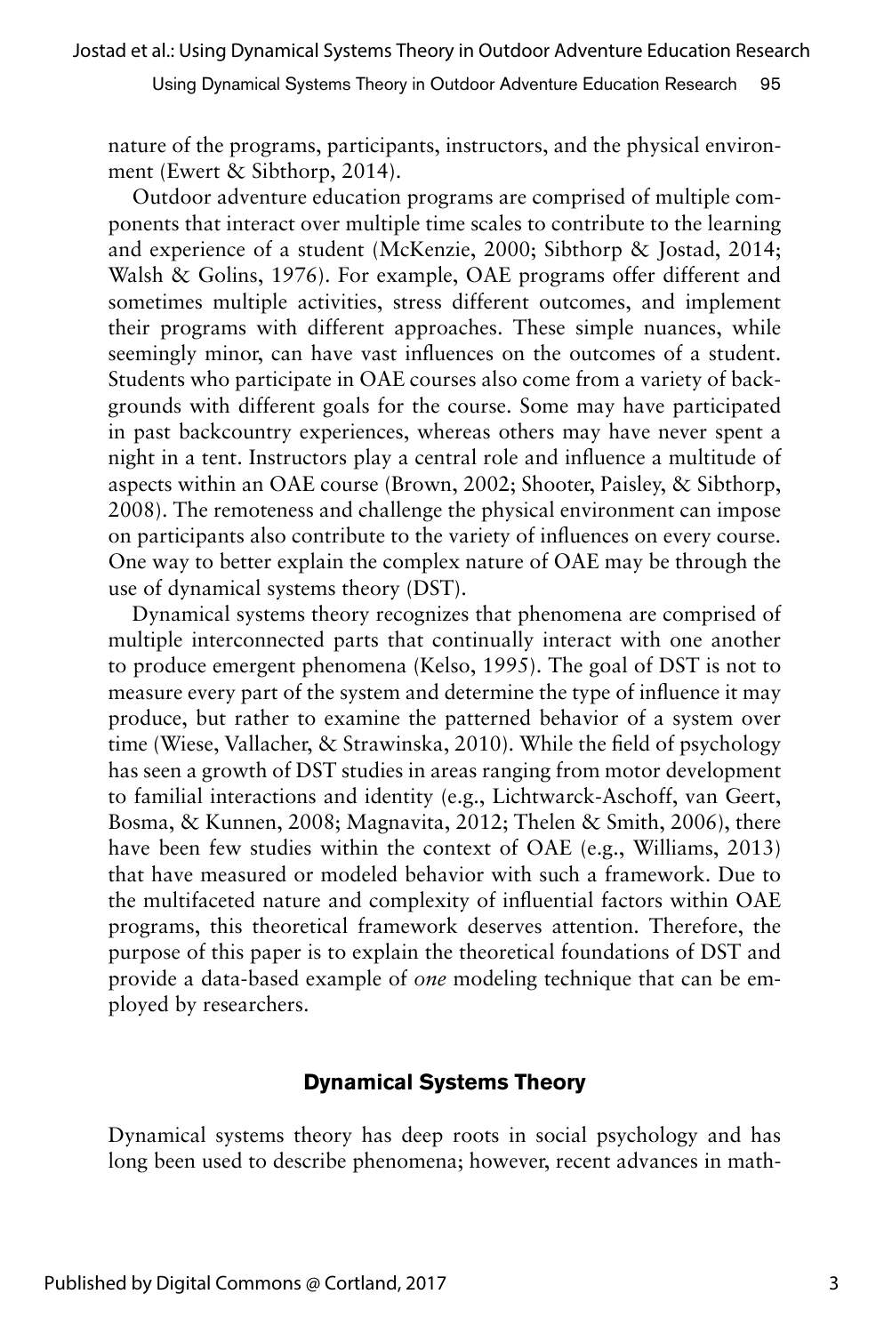nature of the programs, participants, instructors, and the physical environment (Ewert & Sibthorp, 2014).

Outdoor adventure education programs are comprised of multiple components that interact over multiple time scales to contribute to the learning and experience of a student (McKenzie, 2000; Sibthorp & Jostad, 2014; Walsh & Golins, 1976). For example, OAE programs offer different and sometimes multiple activities, stress different outcomes, and implement their programs with different approaches. These simple nuances, while seemingly minor, can have vast influences on the outcomes of a student. Students who participate in OAE courses also come from a variety of backgrounds with different goals for the course. Some may have participated in past backcountry experiences, whereas others may have never spent a night in a tent. Instructors play a central role and influence a multitude of aspects within an OAE course (Brown, 2002; Shooter, Paisley, & Sibthorp, 2008). The remoteness and challenge the physical environment can impose on participants also contribute to the variety of influences on every course. One way to better explain the complex nature of OAE may be through the use of dynamical systems theory (DST).

Dynamical systems theory recognizes that phenomena are comprised of multiple interconnected parts that continually interact with one another to produce emergent phenomena (Kelso, 1995). The goal of DST is not to measure every part of the system and determine the type of influence it may produce, but rather to examine the patterned behavior of a system over time (Wiese, Vallacher, & Strawinska, 2010). While the field of psychology has seen a growth of DST studies in areas ranging from motor development to familial interactions and identity (e.g., Lichtwarck-Aschoff, van Geert, Bosma, & Kunnen, 2008; Magnavita, 2012; Thelen & Smith, 2006), there have been few studies within the context of OAE (e.g., Williams, 2013) that have measured or modeled behavior with such a framework. Due to the multifaceted nature and complexity of influential factors within OAE programs, this theoretical framework deserves attention. Therefore, the purpose of this paper is to explain the theoretical foundations of DST and provide a data-based example of *one* modeling technique that can be employed by researchers.

## Dynamical Systems Theory

Dynamical systems theory has deep roots in social psychology and has long been used to describe phenomena; however, recent advances in math-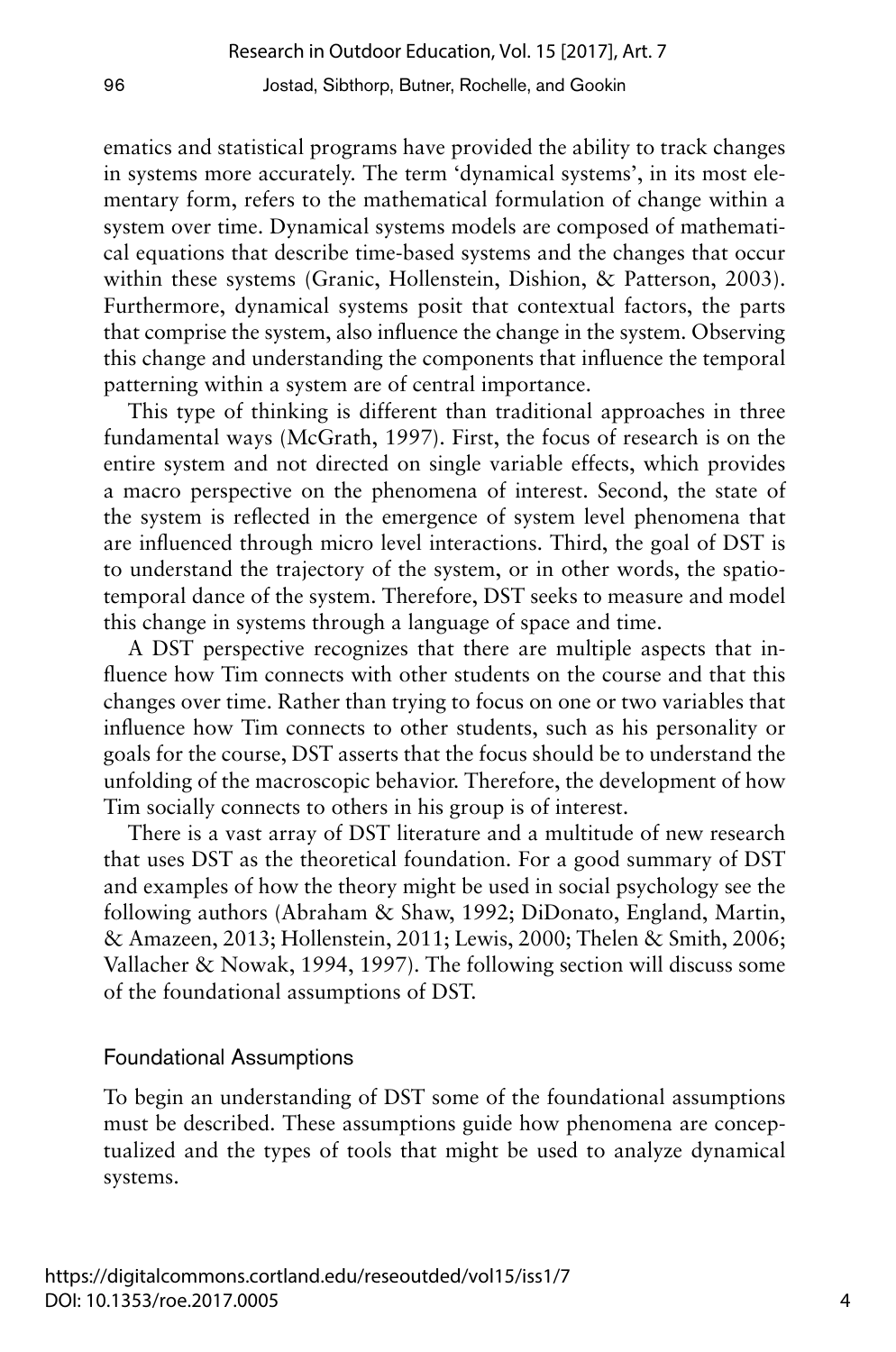ematics and statistical programs have provided the ability to track changes in systems more accurately. The term 'dynamical systems', in its most elementary form, refers to the mathematical formulation of change within a system over time. Dynamical systems models are composed of mathematical equations that describe time-based systems and the changes that occur within these systems (Granic, Hollenstein, Dishion, & Patterson, 2003). Furthermore, dynamical systems posit that contextual factors, the parts that comprise the system, also influence the change in the system. Observing this change and understanding the components that influence the temporal patterning within a system are of central importance.

This type of thinking is different than traditional approaches in three fundamental ways (McGrath, 1997). First, the focus of research is on the entire system and not directed on single variable effects, which provides a macro perspective on the phenomena of interest. Second, the state of the system is reflected in the emergence of system level phenomena that are influenced through micro level interactions. Third, the goal of DST is to understand the trajectory of the system, or in other words, the spatio-temporal dance of the system. Therefore, DST seeks to measure and model this change in systems through a language of space and time.

A DST perspective recognizes that there are multiple aspects that influence how Tim connects with other students on the course and that this changes over time. Rather than trying to focus on one or two variables that influence how Tim connects to other students, such as his personality or goals for the course, DST asserts that the focus should be to understand the unfolding of the macroscopic behavior. Therefore, the development of how Tim socially connects to others in his group is of interest.

There is a vast array of DST literature and a multitude of new research that uses DST as the theoretical foundation. For a good summary of DST and examples of how the theory might be used in social psychology see the following authors (Abraham & Shaw, 1992; DiDonato, England, Martin, & Amazeen, 2013; Hollenstein, 2011; Lewis, 2000; Thelen & Smith, 2006; Vallacher & Nowak, 1994, 1997). The following section will discuss some of the foundational assumptions of DST.

## Foundational Assumptions

To begin an understanding of DST some of the foundational assumptions must be described. These assumptions guide how phenomena are conceptualized and the types of tools that might be used to analyze dynamical systems.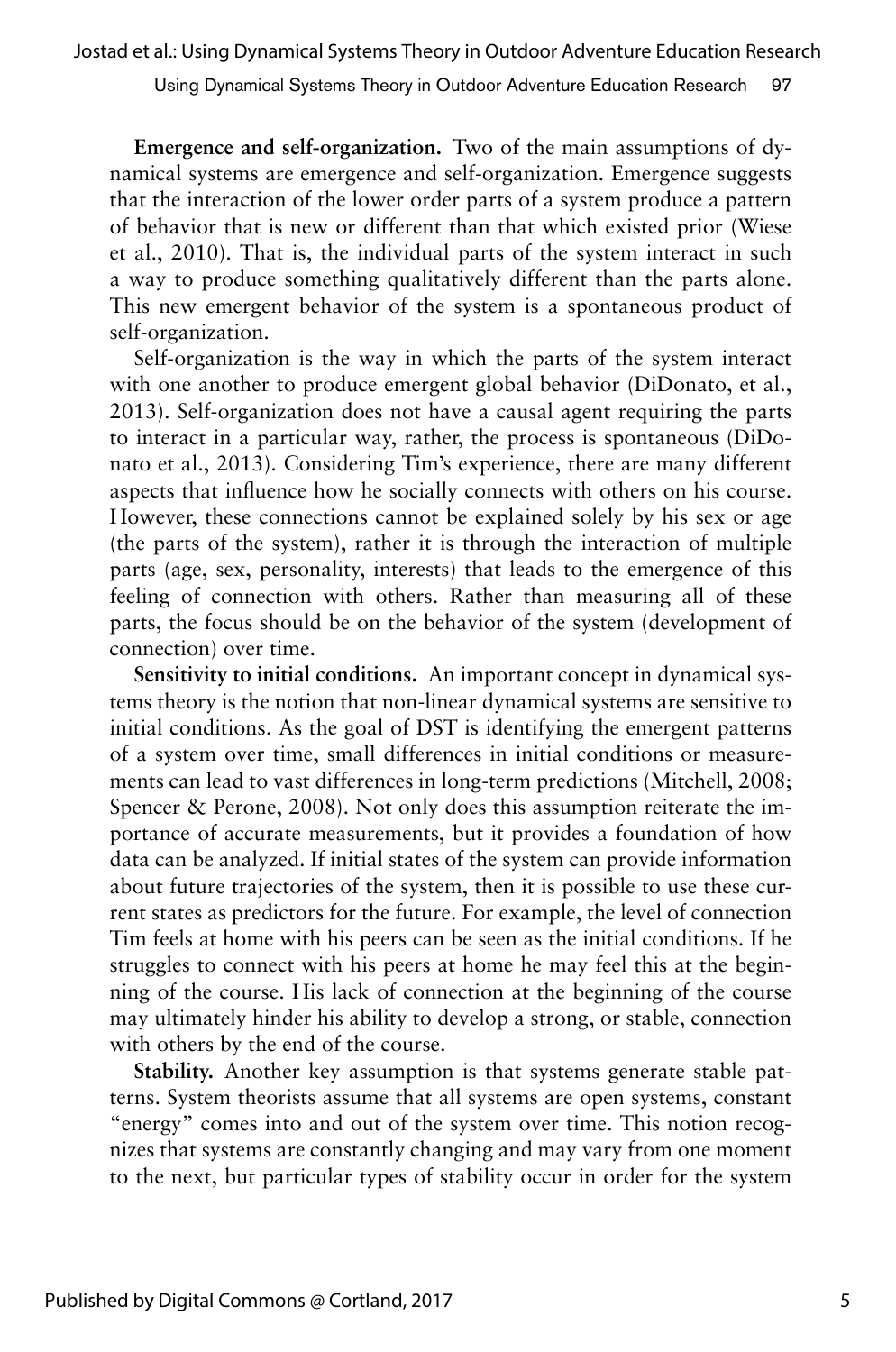**Emergence and self-organization.** Two of the main assumptions of dynamical systems are emergence and self-organization. Emergence suggests that the interaction of the lower order parts of a system produce a pattern of behavior that is new or different than that which existed prior (Wiese et al., 2010). That is, the individual parts of the system interact in such a way to produce something qualitatively different than the parts alone. This new emergent behavior of the system is a spontaneous product of self-organization.

Self-organization is the way in which the parts of the system interact with one another to produce emergent global behavior (DiDonato, et al., 2013). Self-organization does not have a causal agent requiring the parts to interact in a particular way, rather, the process is spontaneous (DiDonato et al., 2013). Considering Tim's experience, there are many different aspects that influence how he socially connects with others on his course. However, these connections cannot be explained solely by his sex or age (the parts of the system), rather it is through the interaction of multiple parts (age, sex, personality, interests) that leads to the emergence of this feeling of connection with others. Rather than measuring all of these parts, the focus should be on the behavior of the system (development of connection) over time.

**Sensitivity to initial conditions.** An important concept in dynamical systems theory is the notion that non-linear dynamical systems are sensitive to initial conditions. As the goal of DST is identifying the emergent patterns of a system over time, small differences in initial conditions or measurements can lead to vast differences in long-term predictions (Mitchell, 2008; Spencer & Perone, 2008). Not only does this assumption reiterate the importance of accurate measurements, but it provides a foundation of how data can be analyzed. If initial states of the system can provide information about future trajectories of the system, then it is possible to use these current states as predictors for the future. For example, the level of connection Tim feels at home with his peers can be seen as the initial conditions. If he struggles to connect with his peers at home he may feel this at the beginning of the course. His lack of connection at the beginning of the course may ultimately hinder his ability to develop a strong, or stable, connection with others by the end of the course.

**Stability.** Another key assumption is that systems generate stable patterns. System theorists assume that all systems are open systems, constant "energy" comes into and out of the system over time. This notion recognizes that systems are constantly changing and may vary from one moment to the next, but particular types of stability occur in order for the system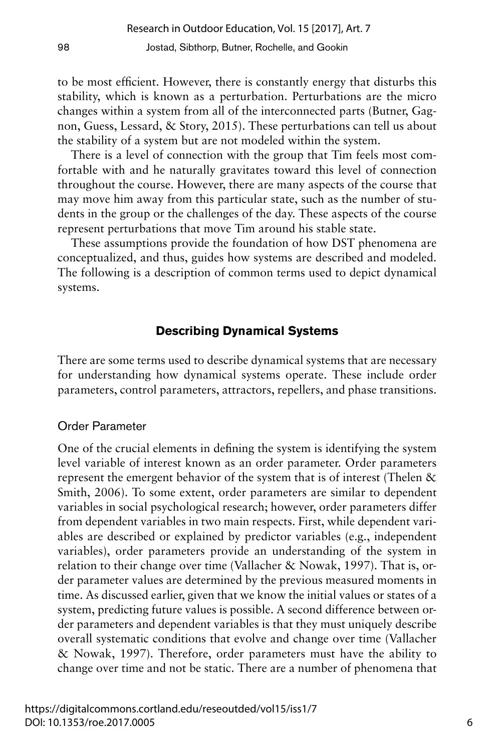to be most efficient. However, there is constantly energy that disturbs this stability, which is known as a perturbation. Perturbations are the micro changes within a system from all of the interconnected parts (Butner, Gagnon, Guess, Lessard, & Story, 2015). These perturbations can tell us about the stability of a system but are not modeled within the system.

There is a level of connection with the group that Tim feels most comfortable with and he naturally gravitates toward this level of connection throughout the course. However, there are many aspects of the course that may move him away from this particular state, such as the number of students in the group or the challenges of the day. These aspects of the course represent perturbations that move Tim around his stable state.

These assumptions provide the foundation of how DST phenomena are conceptualized, and thus, guides how systems are described and modeled. The following is a description of common terms used to depict dynamical systems.

## Describing Dynamical Systems

There are some terms used to describe dynamical systems that are necessary for understanding how dynamical systems operate. These include order parameters, control parameters, attractors, repellers, and phase transitions.

### Order Parameter

One of the crucial elements in defining the system is identifying the system level variable of interest known as an order parameter. Order parameters represent the emergent behavior of the system that is of interest (Thelen & Smith, 2006). To some extent, order parameters are similar to dependent variables in social psychological research; however, order parameters differ from dependent variables in two main respects. First, while dependent variables are described or explained by predictor variables (e.g., independent variables), order parameters provide an understanding of the system in relation to their change over time (Vallacher & Nowak, 1997). That is, order parameter values are determined by the previous measured moments in time. As discussed earlier, given that we know the initial values or states of a system, predicting future values is possible. A second difference between order parameters and dependent variables is that they must uniquely describe overall systematic conditions that evolve and change over time (Vallacher & Nowak, 1997). Therefore, order parameters must have the ability to change over time and not be static. There are a number of phenomena that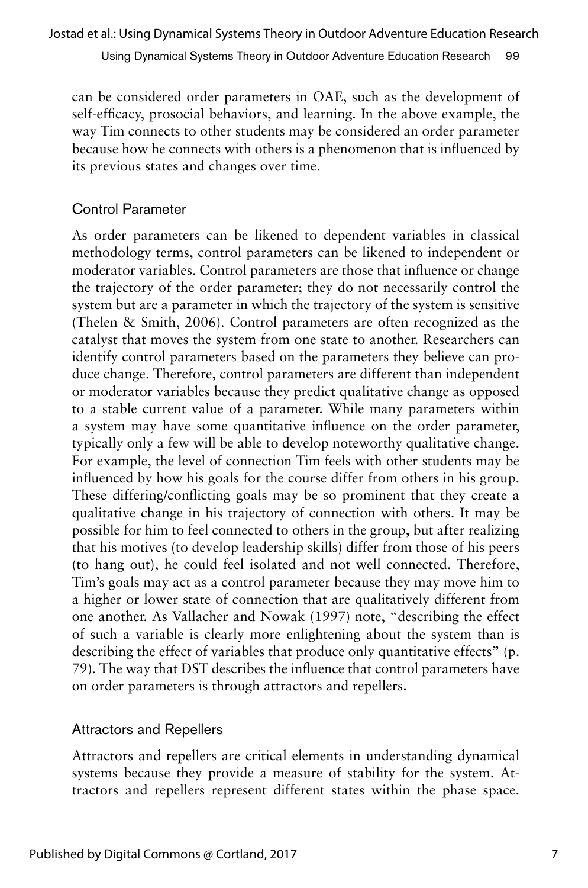can be considered order parameters in OAE, such as the development of self-efficacy, prosocial behaviors, and learning. In the above example, the way Tim connects to other students may be considered an order parameter because how he connects with others is a phenomenon that is influenced by its previous states and changes over time.

### Control Parameter

As order parameters can be likened to dependent variables in classical methodology terms, control parameters can be likened to independent or moderator variables. Control parameters are those that influence or change the trajectory of the order parameter; they do not necessarily control the system but are a parameter in which the trajectory of the system is sensitive (Thelen & Smith, 2006). Control parameters are often recognized as the catalyst that moves the system from one state to another. Researchers can identify control parameters based on the parameters they believe can produce change. Therefore, control parameters are different than independent or moderator variables because they predict qualitative change as opposed to a stable current value of a parameter. While many parameters within a system may have some quantitative influence on the order parameter, typically only a few will be able to develop noteworthy qualitative change. For example, the level of connection Tim feels with other students may be influenced by how his goals for the course differ from others in his group. These differing/conflicting goals may be so prominent that they create a qualitative change in his trajectory of connection with others. It may be possible for him to feel connected to others in the group, but after realizing that his motives (to develop leadership skills) differ from those of his peers (to hang out), he could feel isolated and not well connected. Therefore, Tim's goals may act as a control parameter because they may move him to a higher or lower state of connection that are qualitatively different from one another. As Vallacher and Nowak (1997) note, "describing the effect of such a variable is clearly more enlightening about the system than is describing the effect of variables that produce only quantitative effects" (p. 79). The way that DST describes the influence that control parameters have on order parameters is through attractors and repellers.

### Attractors and Repellers

Attractors and repellers are critical elements in understanding dynamical systems because they provide a measure of stability for the system. Attractors and repellers represent different states within the phase space.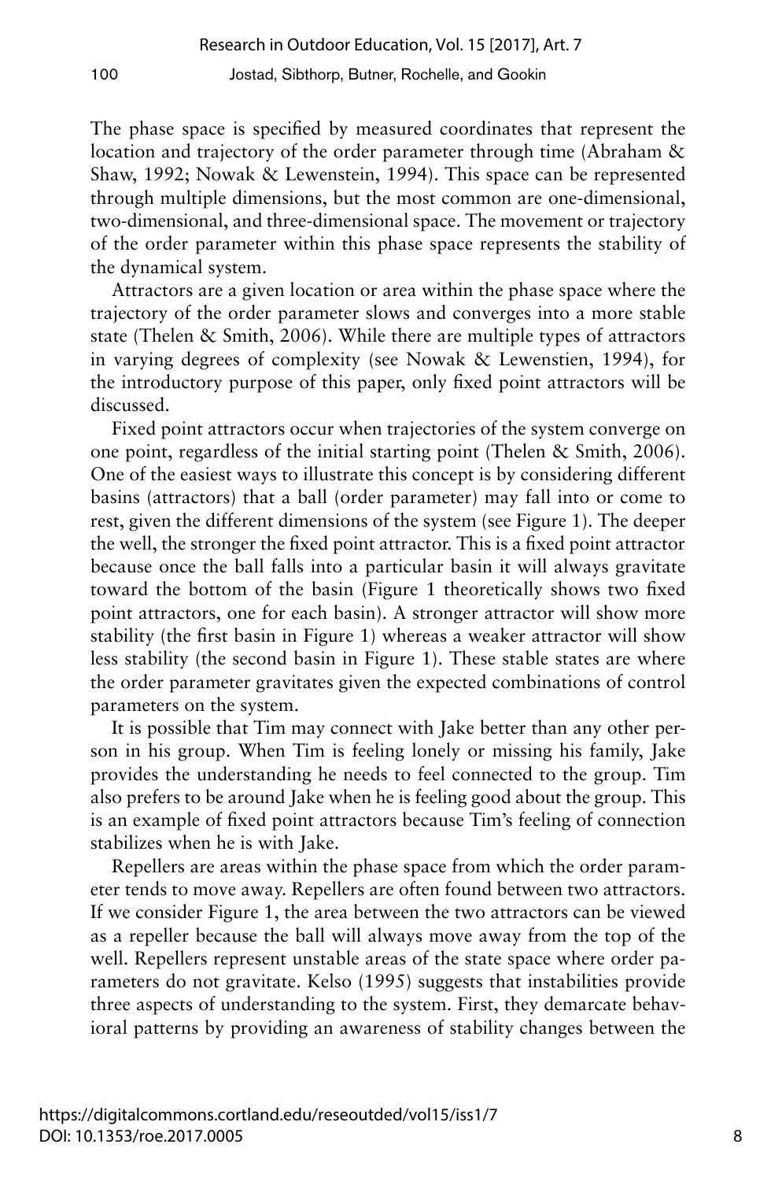The phase space is specified by measured coordinates that represent the location and trajectory of the order parameter through time (Abraham & Shaw, 1992; Nowak & Lewenstein, 1994). This space can be represented through multiple dimensions, but the most common are one-dimensional, two-dimensional, and three-dimensional space. The movement or trajectory of the order parameter within this phase space represents the stability of the dynamical system.

Attractors are a given location or area within the phase space where the trajectory of the order parameter slows and converges into a more stable state (Thelen & Smith, 2006). While there are multiple types of attractors in varying degrees of complexity (see Nowak & Lewenstien, 1994), for the introductory purpose of this paper, only fixed point attractors will be discussed.

Fixed point attractors occur when trajectories of the system converge on one point, regardless of the initial starting point (Thelen & Smith, 2006). One of the easiest ways to illustrate this concept is by considering different basins (attractors) that a ball (order parameter) may fall into or come to rest, given the different dimensions of the system (see Figure 1). The deeper the well, the stronger the fixed point attractor. This is a fixed point attractor because once the ball falls into a particular basin it will always gravitate toward the bottom of the basin (Figure 1 theoretically shows two fixed point attractors, one for each basin). A stronger attractor will show more stability (the first basin in Figure 1) whereas a weaker attractor will show less stability (the second basin in Figure 1). These stable states are where the order parameter gravitates given the expected combinations of control parameters on the system.

It is possible that Tim may connect with Jake better than any other person in his group. When Tim is feeling lonely or missing his family, Jake provides the understanding he needs to feel connected to the group. Tim also prefers to be around Jake when he is feeling good about the group. This is an example of fixed point attractors because Tim's feeling of connection stabilizes when he is with Jake.

Repellers are areas within the phase space from which the order parameter tends to move away. Repellers are often found between two attractors. If we consider Figure 1, the area between the two attractors can be viewed as a repeller because the ball will always move away from the top of the well. Repellers represent unstable areas of the state space where order parameters do not gravitate. Kelso (1995) suggests that instabilities provide three aspects of understanding to the system. First, they demarcate behavioral patterns by providing an awareness of stability changes between the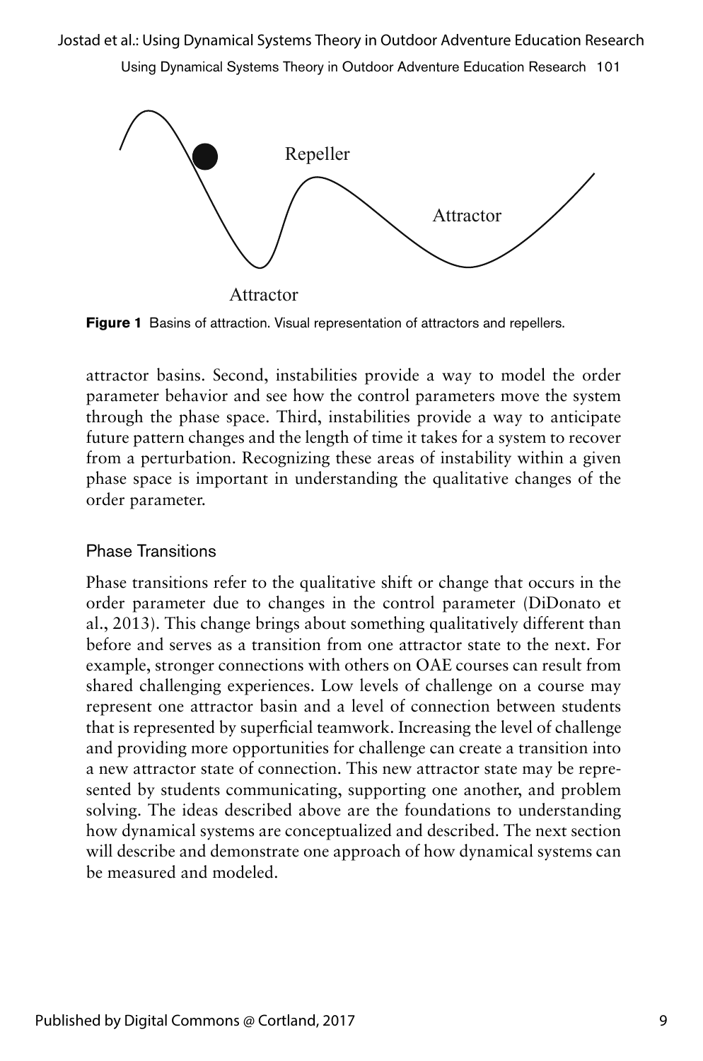Repeller

Attractor

Attractor

**Figure 1** Basins of attraction. Visual representation of attractors and repellers.

attractor basins. Second, instabilities provide a way to model the order parameter behavior and see how the control parameters move the system through the phase space. Third, instabilities provide a way to anticipate future pattern changes and the length of time it takes for a system to recover from a perturbation. Recognizing these areas of instability within a given phase space is important in understanding the qualitative changes of the order parameter.

### Phase Transitions

Phase transitions refer to the qualitative shift or change that occurs in the order parameter due to changes in the control parameter (DiDonato et al., 2013). This change brings about something qualitatively different than before and serves as a transition from one attractor state to the next. For example, stronger connections with others on OAE courses can result from shared challenging experiences. Low levels of challenge on a course may represent one attractor basin and a level of connection between students that is represented by superficial teamwork. Increasing the level of challenge and providing more opportunities for challenge can create a transition into a new attractor state of connection. This new attractor state may be represented by students communicating, supporting one another, and problem solving. The ideas described above are the foundations to understanding how dynamical systems are conceptualized and described. The next section will describe and demonstrate one approach of how dynamical systems can be measured and modeled.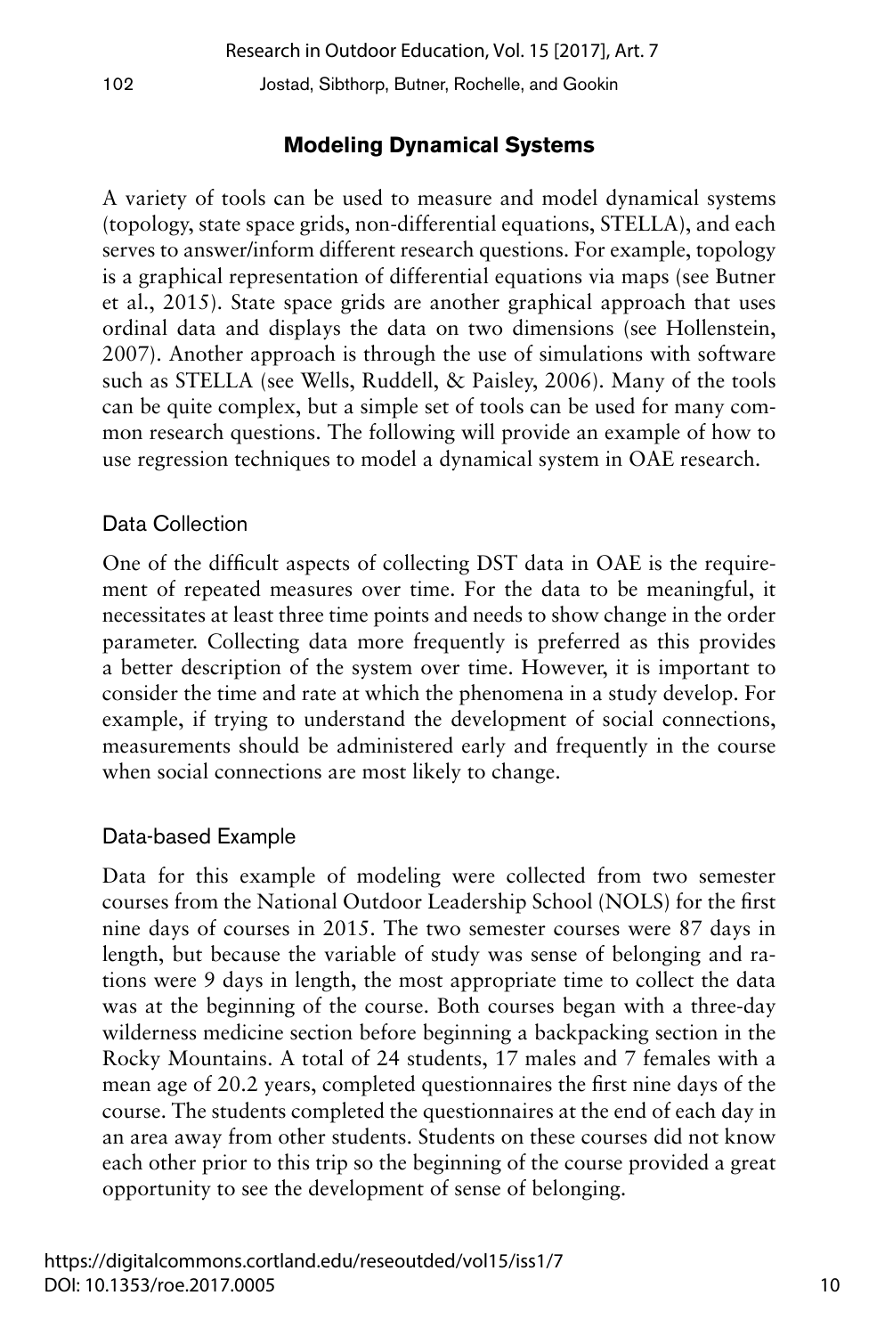## Modeling Dynamical Systems

A variety of tools can be used to measure and model dynamical systems (topology, state space grids, non-differential equations, STELLA), and each serves to answer/inform different research questions. For example, topology is a graphical representation of differential equations via maps (see Butner et al., 2015). State space grids are another graphical approach that uses ordinal data and displays the data on two dimensions (see Hollenstein, 2007). Another approach is through the use of simulations with software such as STELLA (see Wells, Ruddell, & Paisley, 2006). Many of the tools can be quite complex, but a simple set of tools can be used for many common research questions. The following will provide an example of how to use regression techniques to model a dynamical system in OAE research.

### Data Collection

One of the difficult aspects of collecting DST data in OAE is the requirement of repeated measures over time. For the data to be meaningful, it necessitates at least three time points and needs to show change in the order parameter. Collecting data more frequently is preferred as this provides a better description of the system over time. However, it is important to consider the time and rate at which the phenomena in a study develop. For example, if trying to understand the development of social connections, measurements should be administered early and frequently in the course when social connections are most likely to change.

### Data-based Example

Data for this example of modeling were collected from two semester courses from the National Outdoor Leadership School (NOLS) for the first nine days of courses in 2015. The two semester courses were 87 days in length, but because the variable of study was sense of belonging and rations were 9 days in length, the most appropriate time to collect the data was at the beginning of the course. Both courses began with a three-day wilderness medicine section before beginning a backpacking section in the Rocky Mountains. A total of 24 students, 17 males and 7 females with a mean age of 20.2 years, completed questionnaires the first nine days of the course. The students completed the questionnaires at the end of each day in an area away from other students. Students on these courses did not know each other prior to this trip so the beginning of the course provided a great opportunity to see the development of sense of belonging.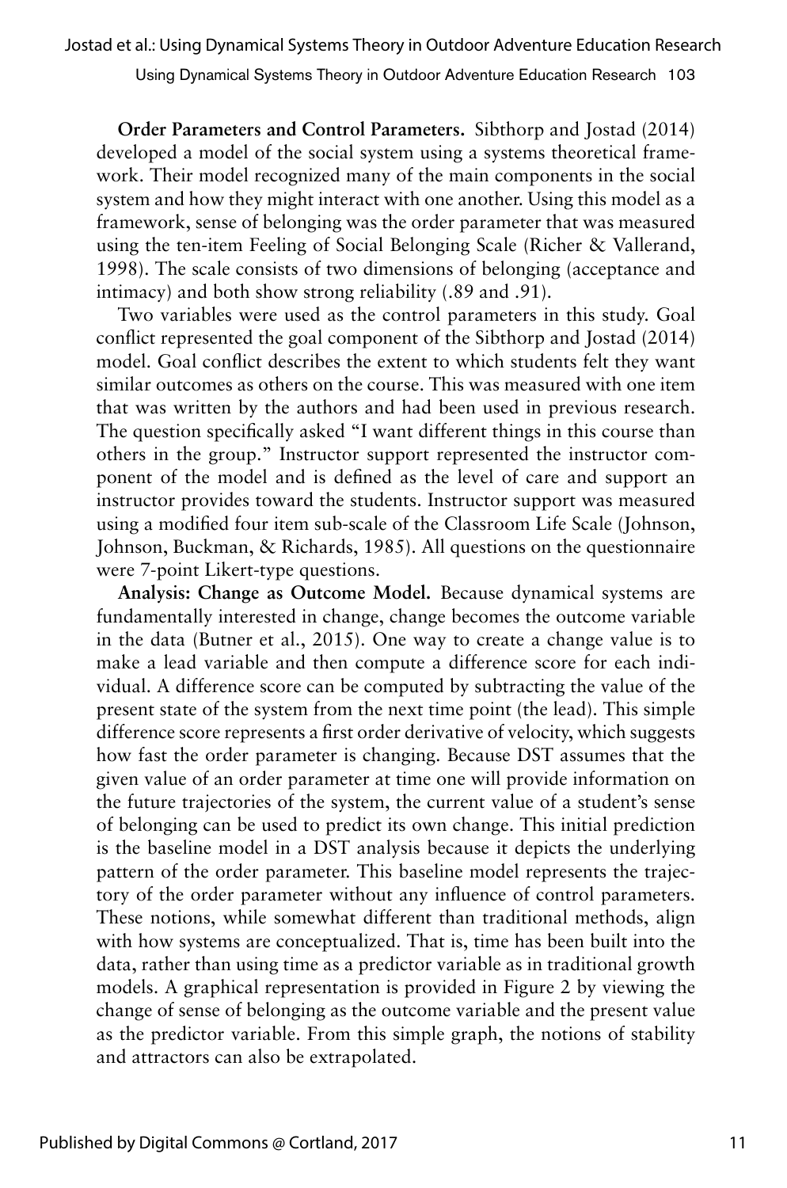**Order Parameters and Control Parameters.** Sibthorp and Jostad (2014) developed a model of the social system using a systems theoretical framework. Their model recognized many of the main components in the social system and how they might interact with one another. Using this model as a framework, sense of belonging was the order parameter that was measured using the ten-item Feeling of Social Belonging Scale (Richer & Vallerand, 1998). The scale consists of two dimensions of belonging (acceptance and intimacy) and both show strong reliability (.89 and .91).

Two variables were used as the control parameters in this study. Goal conflict represented the goal component of the Sibthorp and Jostad (2014) model. Goal conflict describes the extent to which students felt they want similar outcomes as others on the course. This was measured with one item that was written by the authors and had been used in previous research. The question specifically asked "I want different things in this course than others in the group." Instructor support represented the instructor component of the model and is defined as the level of care and support an instructor provides toward the students. Instructor support was measured using a modified four item sub-scale of the Classroom Life Scale (Johnson, Johnson, Buckman, & Richards, 1985). All questions on the questionnaire were 7-point Likert-type questions.

**Analysis: Change as Outcome Model.** Because dynamical systems are fundamentally interested in change, change becomes the outcome variable in the data (Butner et al., 2015). One way to create a change value is to make a lead variable and then compute a difference score for each individual. A difference score can be computed by subtracting the value of the present state of the system from the next time point (the lead). This simple difference score represents a first order derivative of velocity, which suggests how fast the order parameter is changing. Because DST assumes that the given value of an order parameter at time one will provide information on the future trajectories of the system, the current value of a student's sense of belonging can be used to predict its own change. This initial prediction is the baseline model in a DST analysis because it depicts the underlying pattern of the order parameter. This baseline model represents the trajectory of the order parameter without any influence of control parameters. These notions, while somewhat different than traditional methods, align with how systems are conceptualized. That is, time has been built into the data, rather than using time as a predictor variable as in traditional growth models. A graphical representation is provided in Figure 2 by viewing the change of sense of belonging as the outcome variable and the present value as the predictor variable. From this simple graph, the notions of stability and attractors can also be extrapolated.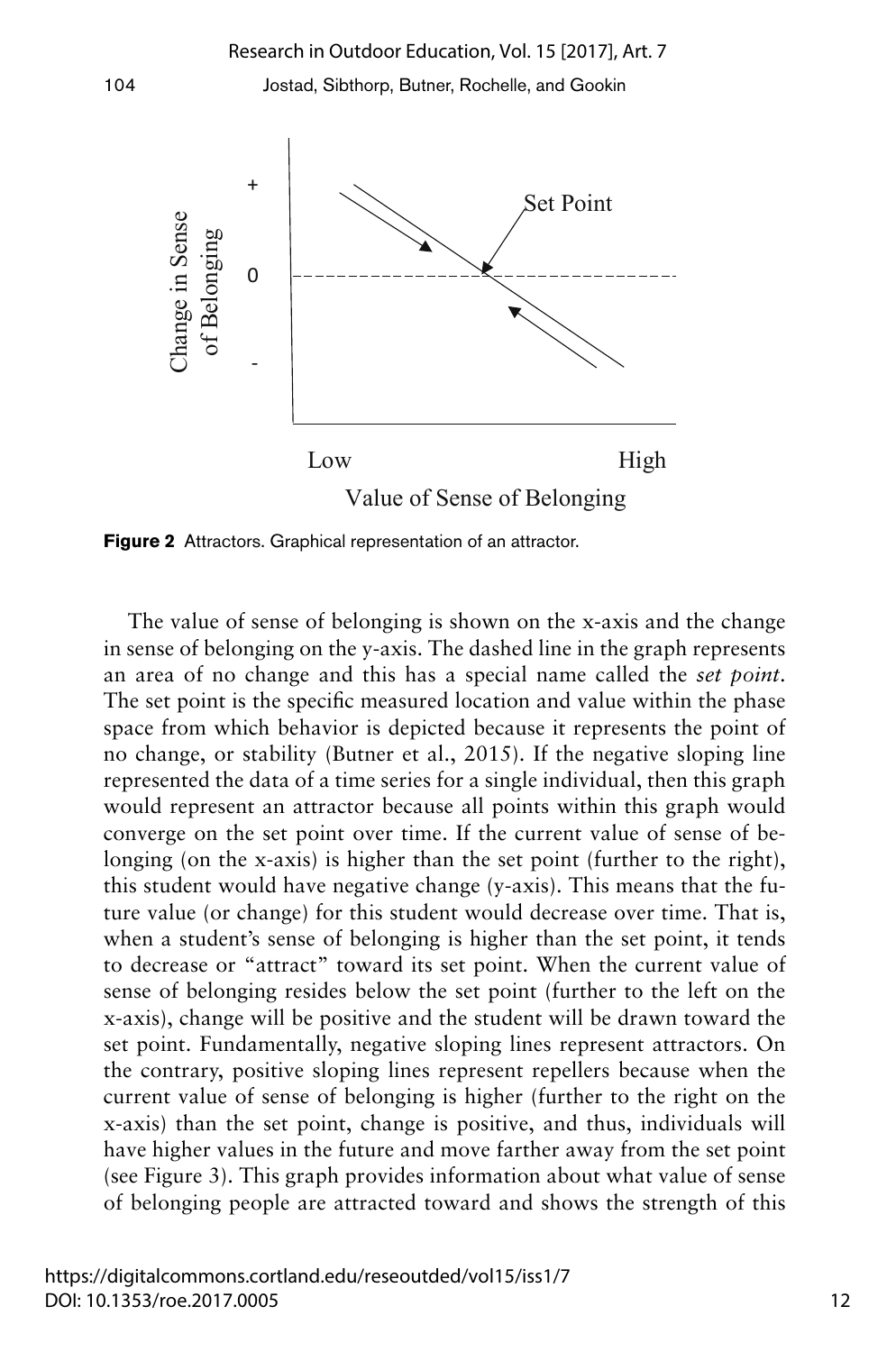**Figure 2** Attractors. Graphical representation of an attractor.

The value of sense of belonging is shown on the x-axis and the change in sense of belonging on the y-axis. The dashed line in the graph represents an area of no change and this has a special name called the *set point*. The set point is the specific measured location and value within the phase space from which behavior is depicted because it represents the point of no change, or stability (Butner et al., 2015). If the negative sloping line represented the data of a time series for a single individual, then this graph would represent an attractor because all points within this graph would converge on the set point over time. If the current value of sense of belonging (on the x-axis) is higher than the set point (further to the right), this student would have negative change (y-axis). This means that the future value (or change) for this student would decrease over time. That is, when a student's sense of belonging is higher than the set point, it tends to decrease or "attract" toward its set point. When the current value of sense of belonging resides below the set point (further to the left on the x-axis), change will be positive and the student will be drawn toward the set point. Fundamentally, negative sloping lines represent attractors. On the contrary, positive sloping lines represent repellers because when the current value of sense of belonging is higher (further to the right on the x-axis) than the set point, change is positive, and thus, individuals will have higher values in the future and move farther away from the set point (see Figure 3). This graph provides information about what value of sense of belonging people are attracted toward and shows the strength of this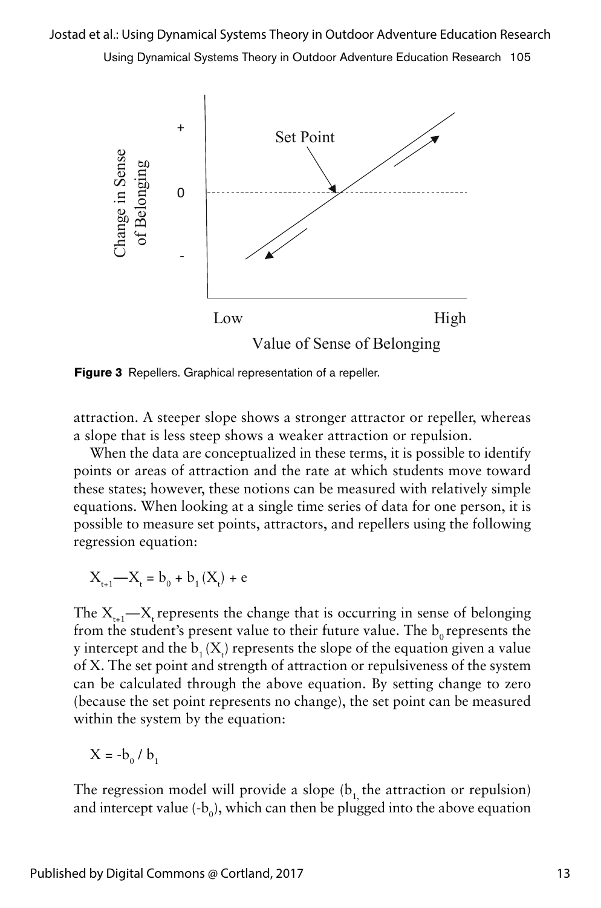**Figure 3** Repellers. Graphical representation of a repeller.

attraction. A steeper slope shows a stronger attractor or repeller, whereas a slope that is less steep shows a weaker attraction or repulsion.

When the data are conceptualized in these terms, it is possible to identify points or areas of attraction and the rate at which students move toward these states; however, these notions can be measured with relatively simple equations. When looking at a single time series of data for one person, it is possible to measure set points, attractors, and repellers using the following regression equation:

$$X_{t+1} — X_t = b_0 + b_1 (X_t) + e$$

The $X_{t+1}—X_t$ represents the change that is occurring in sense of belonging from the student's present value to their future value. The $b_0$ represents the y intercept and the $b_1 (X_t)$ represents the slope of the equation given a value of X. The set point and strength of attraction or repulsiveness of the system can be calculated through the above equation. By setting change to zero (because the set point represents no change), the set point can be measured within the system by the equation:

$$X = -b_0 / b_1$$

The regression model will provide a slope ($b_1$, the attraction or repulsion) and intercept value ($-b_0$), which can then be plugged into the above equation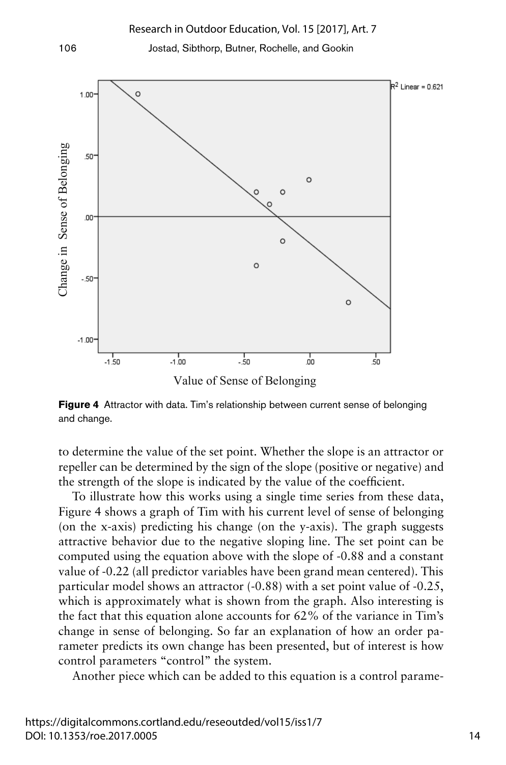**Figure 4** Attractor with data. Tim's relationship between current sense of belonging and change.

to determine the value of the set point. Whether the slope is an attractor or repeller can be determined by the sign of the slope (positive or negative) and the strength of the slope is indicated by the value of the coefficient.

To illustrate how this works using a single time series from these data, Figure 4 shows a graph of Tim with his current level of sense of belonging (on the x-axis) predicting his change (on the y-axis). The graph suggests attractive behavior due to the negative sloping line. The set point can be computed using the equation above with the slope of -0.88 and a constant value of -0.22 (all predictor variables have been grand mean centered). This particular model shows an attractor (-0.88) with a set point value of -0.25, which is approximately what is shown from the graph. Also interesting is the fact that this equation alone accounts for 62% of the variance in Tim's change in sense of belonging. So far an explanation of how an order parameter predicts its own change has been presented, but of interest is how control parameters "control" the system.

Another piece which can be added to this equation is a control parame-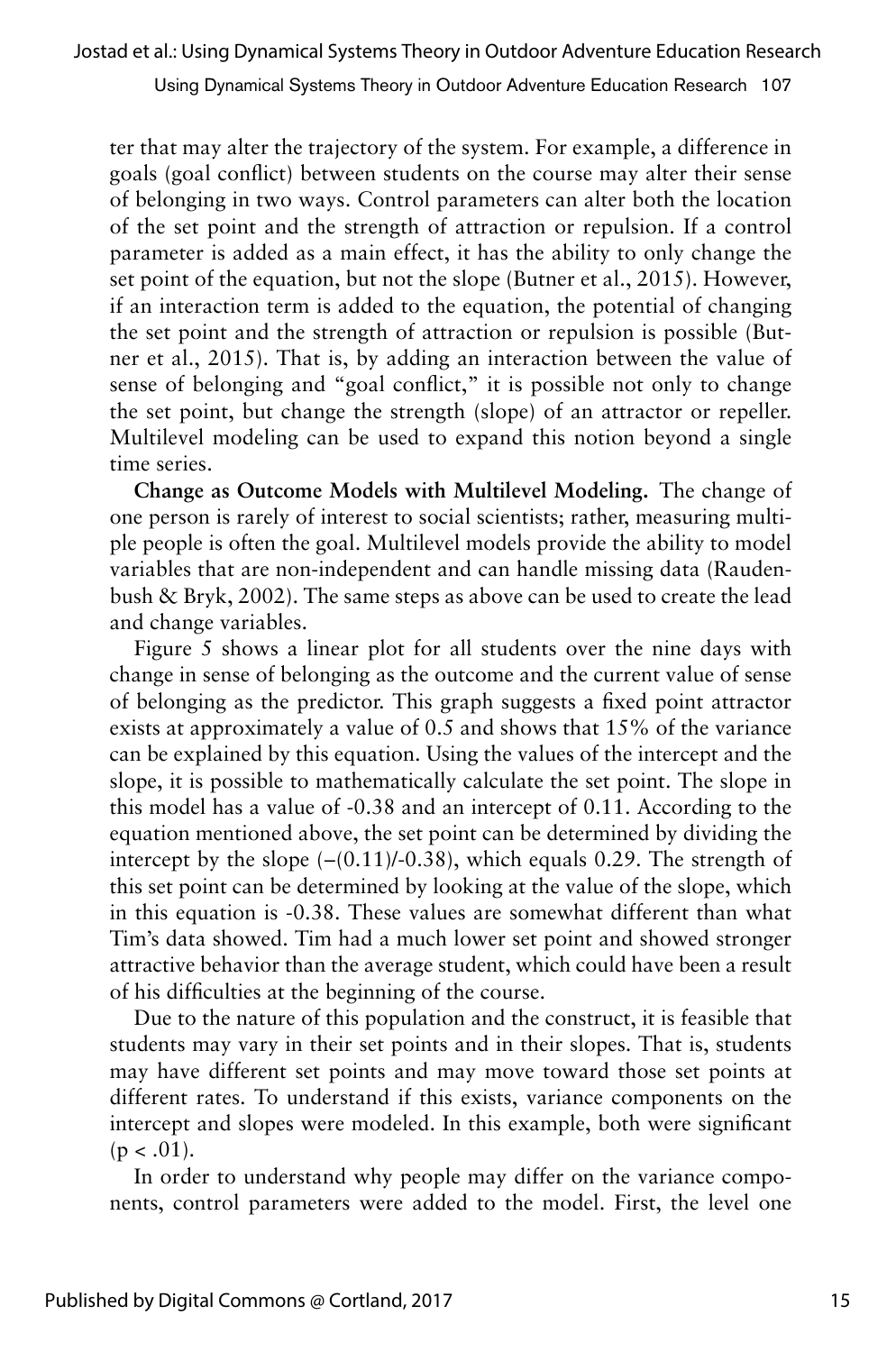ter that may alter the trajectory of the system. For example, a difference in goals (goal conflict) between students on the course may alter their sense of belonging in two ways. Control parameters can alter both the location of the set point and the strength of attraction or repulsion. If a control parameter is added as a main effect, it has the ability to only change the set point of the equation, but not the slope (Butner et al., 2015). However, if an interaction term is added to the equation, the potential of changing the set point and the strength of attraction or repulsion is possible (Butner et al., 2015). That is, by adding an interaction between the value of sense of belonging and "goal conflict," it is possible not only to change the set point, but change the strength (slope) of an attractor or repeller. Multilevel modeling can be used to expand this notion beyond a single time series.

**Change as Outcome Models with Multilevel Modeling.** The change of one person is rarely of interest to social scientists; rather, measuring multiple people is often the goal. Multilevel models provide the ability to model variables that are non-independent and can handle missing data (Raudenbush & Bryk, 2002). The same steps as above can be used to create the lead and change variables.

Figure 5 shows a linear plot for all students over the nine days with change in sense of belonging as the outcome and the current value of sense of belonging as the predictor. This graph suggests a fixed point attractor exists at approximately a value of 0.5 and shows that 15% of the variance can be explained by this equation. Using the values of the intercept and the slope, it is possible to mathematically calculate the set point. The slope in this model has a value of -0.38 and an intercept of 0.11. According to the equation mentioned above, the set point can be determined by dividing the intercept by the slope $(-(0.11)/-0.38)$, which equals 0.29. The strength of this set point can be determined by looking at the value of the slope, which in this equation is -0.38. These values are somewhat different than what Tim's data showed. Tim had a much lower set point and showed stronger attractive behavior than the average student, which could have been a result of his difficulties at the beginning of the course.

Due to the nature of this population and the construct, it is feasible that students may vary in their set points and in their slopes. That is, students may have different set points and may move toward those set points at different rates. To understand if this exists, variance components on the intercept and slopes were modeled. In this example, both were significant $(p < .01)$.

In order to understand why people may differ on the variance components, control parameters were added to the model. First, the level one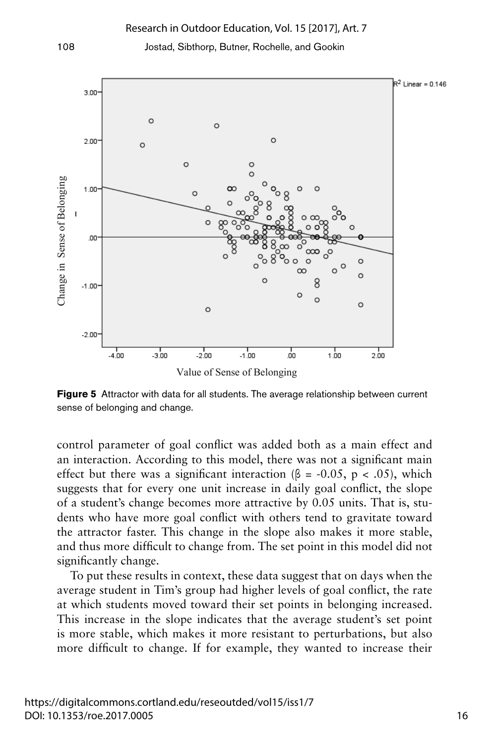**Figure 5** Attractor with data for all students. The average relationship between current sense of belonging and change.

control parameter of goal conflict was added both as a main effect and an interaction. According to this model, there was not a significant main effect but there was a significant interaction ($\beta$ = -0.05, $p < .05$), which suggests that for every one unit increase in daily goal conflict, the slope of a student's change becomes more attractive by 0.05 units. That is, students who have more goal conflict with others tend to gravitate toward the attractor faster. This change in the slope also makes it more stable, and thus more difficult to change from. The set point in this model did not significantly change.

To put these results in context, these data suggest that on days when the average student in Tim's group had higher levels of goal conflict, the rate at which students moved toward their set points in belonging increased. This increase in the slope indicates that the average student's set point is more stable, which makes it more resistant to perturbations, but also more difficult to change. If for example, they wanted to increase their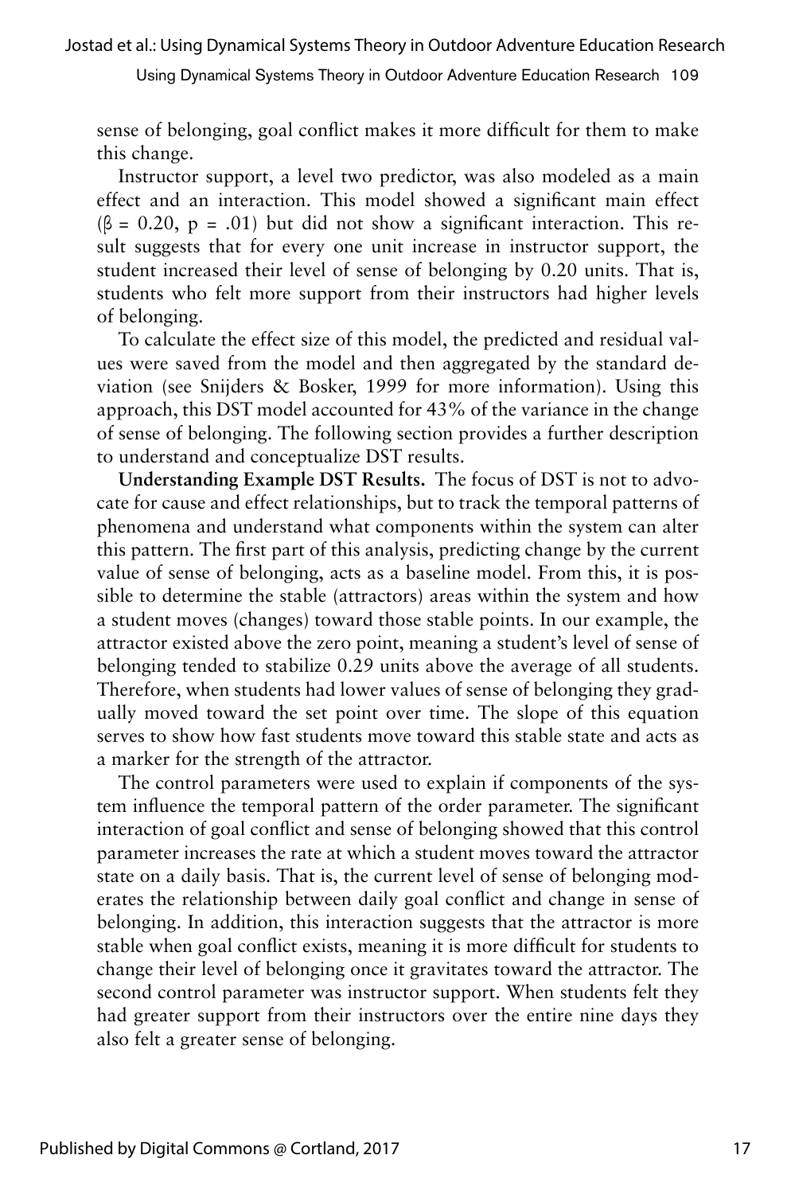sense of belonging, goal conflict makes it more difficult for them to make this change.

Instructor support, a level two predictor, was also modeled as a main effect and an interaction. This model showed a significant main effect ($\beta = 0.20$, $p = .01$) but did not show a significant interaction. This result suggests that for every one unit increase in instructor support, the student increased their level of sense of belonging by 0.20 units. That is, students who felt more support from their instructors had higher levels of belonging.

To calculate the effect size of this model, the predicted and residual values were saved from the model and then aggregated by the standard deviation (see Snijders & Bosker, 1999 for more information). Using this approach, this DST model accounted for 43% of the variance in the change of sense of belonging. The following section provides a further description to understand and conceptualize DST results.

**Understanding Example DST Results.** The focus of DST is not to advocate for cause and effect relationships, but to track the temporal patterns of phenomena and understand what components within the system can alter this pattern. The first part of this analysis, predicting change by the current value of sense of belonging, acts as a baseline model. From this, it is possible to determine the stable (attractors) areas within the system and how a student moves (changes) toward those stable points. In our example, the attractor existed above the zero point, meaning a student's level of sense of belonging tended to stabilize 0.29 units above the average of all students. Therefore, when students had lower values of sense of belonging they gradually moved toward the set point over time. The slope of this equation serves to show how fast students move toward this stable state and acts as a marker for the strength of the attractor.

The control parameters were used to explain if components of the system influence the temporal pattern of the order parameter. The significant interaction of goal conflict and sense of belonging showed that this control parameter increases the rate at which a student moves toward the attractor state on a daily basis. That is, the current level of sense of belonging moderates the relationship between daily goal conflict and change in sense of belonging. In addition, this interaction suggests that the attractor is more stable when goal conflict exists, meaning it is more difficult for students to change their level of belonging once it gravitates toward the attractor. The second control parameter was instructor support. When students felt they had greater support from their instructors over the entire nine days they also felt a greater sense of belonging.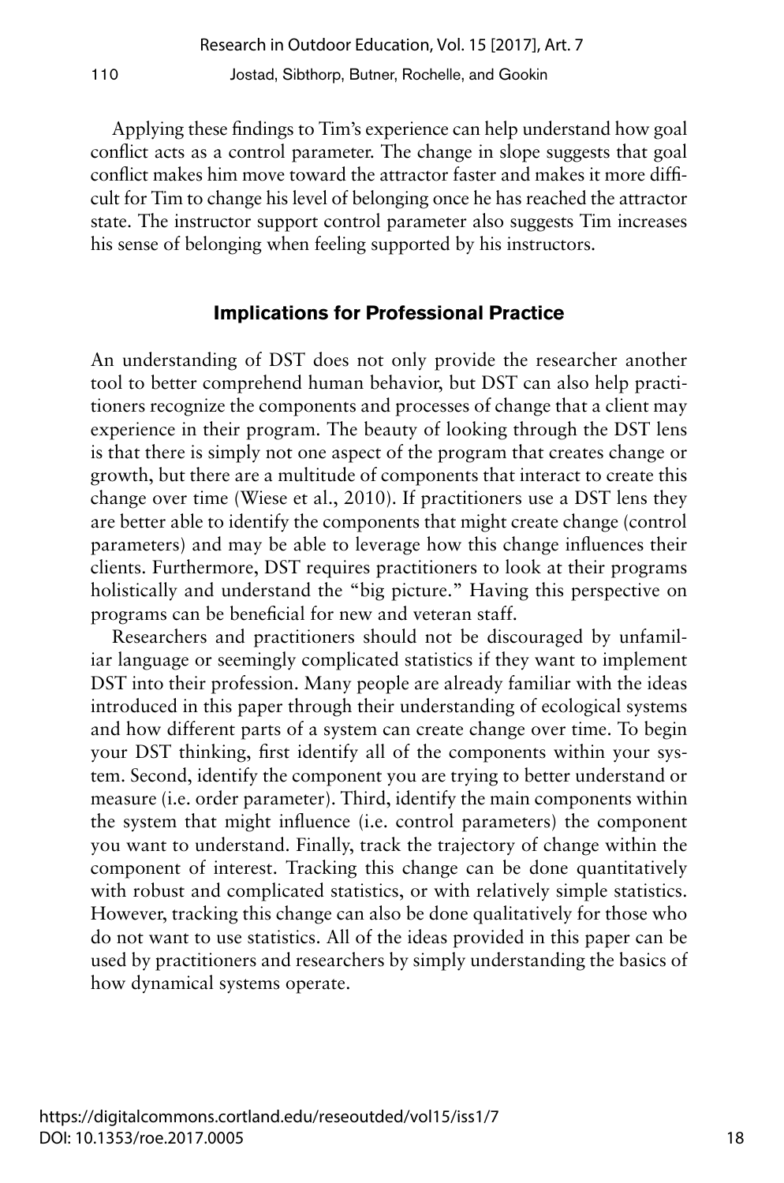Applying these findings to Tim's experience can help understand how goal conflict acts as a control parameter. The change in slope suggests that goal conflict makes him move toward the attractor faster and makes it more difficult for Tim to change his level of belonging once he has reached the attractor state. The instructor support control parameter also suggests Tim increases his sense of belonging when feeling supported by his instructors.

## Implications for Professional Practice

An understanding of DST does not only provide the researcher another tool to better comprehend human behavior, but DST can also help practitioners recognize the components and processes of change that a client may experience in their program. The beauty of looking through the DST lens is that there is simply not one aspect of the program that creates change or growth, but there are a multitude of components that interact to create this change over time (Wiese et al., 2010). If practitioners use a DST lens they are better able to identify the components that might create change (control parameters) and may be able to leverage how this change influences their clients. Furthermore, DST requires practitioners to look at their programs holistically and understand the "big picture." Having this perspective on programs can be beneficial for new and veteran staff.

Researchers and practitioners should not be discouraged by unfamiliar language or seemingly complicated statistics if they want to implement DST into their profession. Many people are already familiar with the ideas introduced in this paper through their understanding of ecological systems and how different parts of a system can create change over time. To begin your DST thinking, first identify all of the components within your system. Second, identify the component you are trying to better understand or measure (i.e. order parameter). Third, identify the main components within the system that might influence (i.e. control parameters) the component you want to understand. Finally, track the trajectory of change within the component of interest. Tracking this change can be done quantitatively with robust and complicated statistics, or with relatively simple statistics. However, tracking this change can also be done qualitatively for those who do not want to use statistics. All of the ideas provided in this paper can be used by practitioners and researchers by simply understanding the basics of how dynamical systems operate.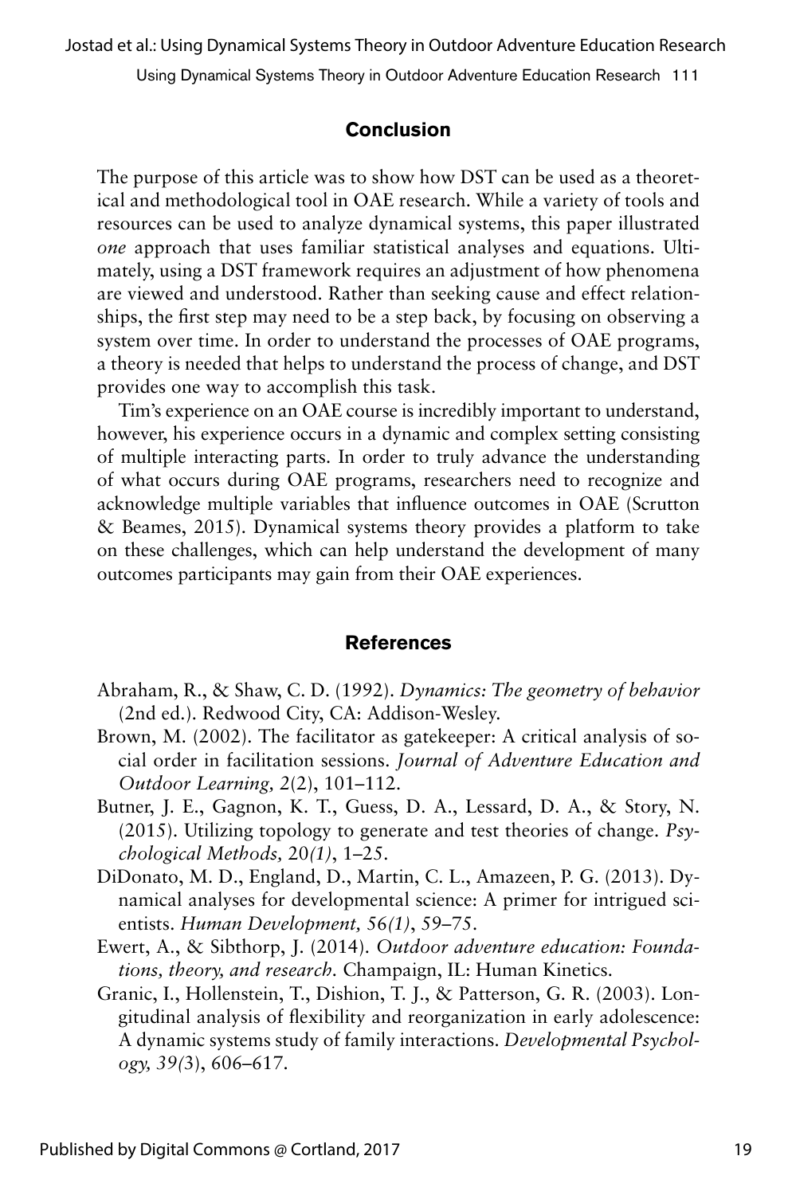## Conclusion

The purpose of this article was to show how DST can be used as a theoretical and methodological tool in OAE research. While a variety of tools and resources can be used to analyze dynamical systems, this paper illustrated *one* approach that uses familiar statistical analyses and equations. Ultimately, using a DST framework requires an adjustment of how phenomena are viewed and understood. Rather than seeking cause and effect relationships, the first step may need to be a step back, by focusing on observing a system over time. In order to understand the processes of OAE programs, a theory is needed that helps to understand the process of change, and DST provides one way to accomplish this task.

Tim's experience on an OAE course is incredibly important to understand, however, his experience occurs in a dynamic and complex setting consisting of multiple interacting parts. In order to truly advance the understanding of what occurs during OAE programs, researchers need to recognize and acknowledge multiple variables that influence outcomes in OAE (Scrutton & Beames, 2015). Dynamical systems theory provides a platform to take on these challenges, which can help understand the development of many outcomes participants may gain from their OAE experiences.

## References

Abraham, R., & Shaw, C. D. (1992). *Dynamics: The geometry of behavior* (2nd ed.). Redwood City, CA: Addison-Wesley.

Brown, M. (2002). The facilitator as gatekeeper: A critical analysis of social order in facilitation sessions. *Journal of Adventure Education and Outdoor Learning, 2*(2), 101–112.

Butner, J. E., Gagnon, K. T., Guess, D. A., Lessard, D. A., & Story, N. (2015). Utilizing topology to generate and test theories of change. *Psychological Methods,* 20*(1)*, 1–25.

DiDonato, M. D., England, D., Martin, C. L., Amazeen, P. G. (2013). Dynamical analyses for developmental science: A primer for intrigued scientists. *Human Development, 56(1)*, 59–75.

Ewert, A., & Sibthorp, J. (2014). *Outdoor adventure education: Foundations, theory, and research.* Champaign, IL: Human Kinetics.

Granic, I., Hollenstein, T., Dishion, T. J., & Patterson, G. R. (2003). Longitudinal analysis of flexibility and reorganization in early adolescence: A dynamic systems study of family interactions. *Developmental Psychology, 39(*3), 606–617.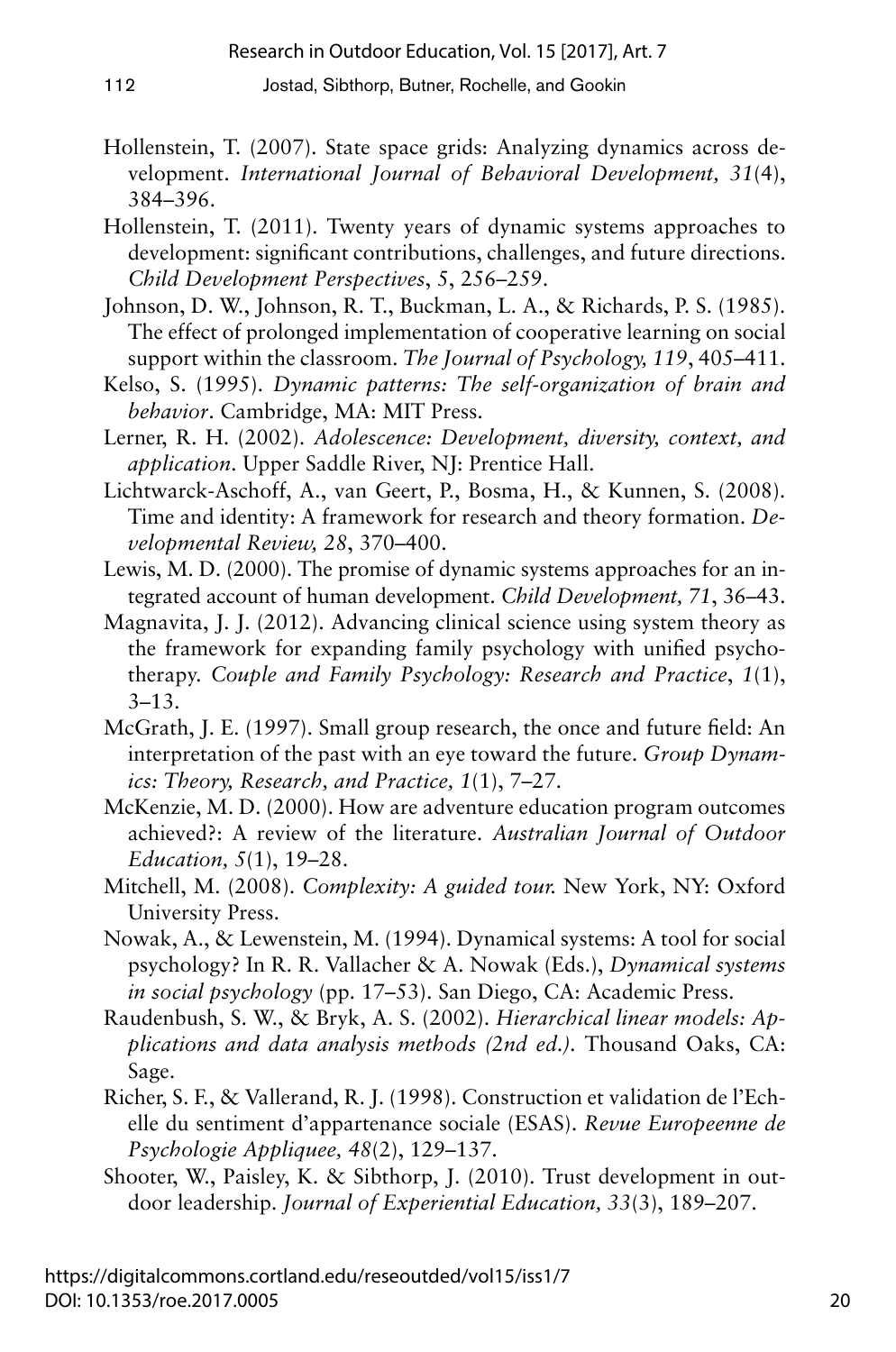Hollenstein, T. (2007). State space grids: Analyzing dynamics across development. *International Journal of Behavioral Development, 31*(4), 384–396.

Hollenstein, T. (2011). Twenty years of dynamic systems approaches to development: significant contributions, challenges, and future directions. *Child Development Perspectives*, *5*, 256–259.

Johnson, D. W., Johnson, R. T., Buckman, L. A., & Richards, P. S. (1985). The effect of prolonged implementation of cooperative learning on social support within the classroom. *The Journal of Psychology, 119*, 405–411.

Kelso, S. (1995). *Dynamic patterns: The self-organization of brain and behavior*. Cambridge, MA: MIT Press.

Lerner, R. H. (2002). *Adolescence: Development, diversity, context, and application*. Upper Saddle River, NJ: Prentice Hall.

Lichtwarck-Aschoff, A., van Geert, P., Bosma, H., & Kunnen, S. (2008). Time and identity: A framework for research and theory formation. *Developmental Review, 28*, 370–400.

Lewis, M. D. (2000). The promise of dynamic systems approaches for an integrated account of human development. *Child Development, 71*, 36–43.

Magnavita, J. J. (2012). Advancing clinical science using system theory as the framework for expanding family psychology with unified psychotherapy. *Couple and Family Psychology: Research and Practice*, *1*(1), 3–13.

McGrath, J. E. (1997). Small group research, the once and future field: An interpretation of the past with an eye toward the future. *Group Dynamics: Theory, Research, and Practice, 1*(1), 7–27.

McKenzie, M. D. (2000). How are adventure education program outcomes achieved?: A review of the literature. *Australian Journal of Outdoor Education, 5*(1), 19–28.

Mitchell, M. (2008). *Complexity: A guided tour.* New York, NY: Oxford University Press.

Nowak, A., & Lewenstein, M. (1994). Dynamical systems: A tool for social psychology? In R. R. Vallacher & A. Nowak (Eds.), *Dynamical systems in social psychology* (pp. 17–53). San Diego, CA: Academic Press.

Raudenbush, S. W., & Bryk, A. S. (2002). *Hierarchical linear models: Applications and data analysis methods (2nd ed.).* Thousand Oaks, CA: Sage.

Richer, S. F., & Vallerand, R. J. (1998). Construction et validation de l'Echelle du sentiment d'appartenance sociale (ESAS). *Revue Europeenne de Psychologie Appliquee, 48*(2), 129–137.

Shooter, W., Paisley, K. & Sibthorp, J. (2010). Trust development in outdoor leadership. *Journal of Experiential Education, 33*(3), 189–207.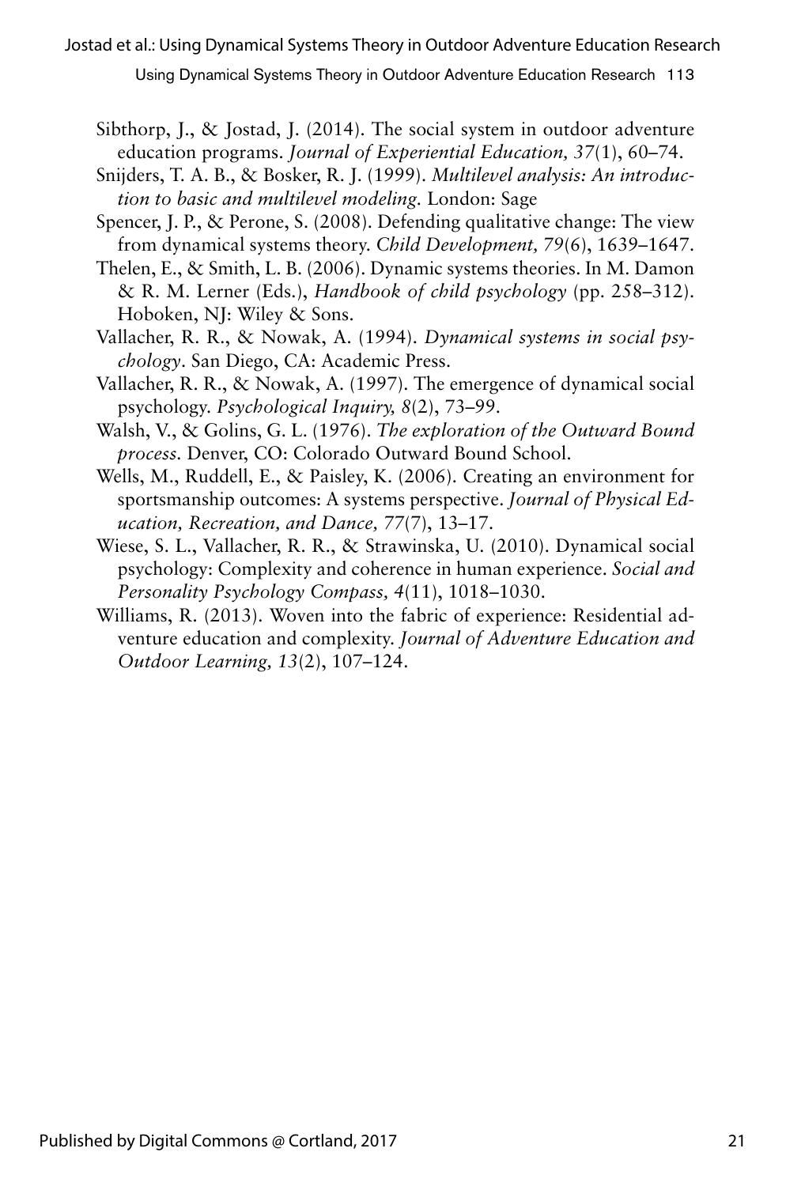Sibthorp, J., & Jostad, J. (2014). The social system in outdoor adventure education programs. *Journal of Experiential Education, 37*(1), 60–74.

Snijders, T. A. B., & Bosker, R. J. (1999). *Multilevel analysis: An introduction to basic and multilevel modeling.* London: Sage

Spencer, J. P., & Perone, S. (2008). Defending qualitative change: The view from dynamical systems theory. *Child Development, 79*(6), 1639–1647.

Thelen, E., & Smith, L. B. (2006). Dynamic systems theories. In M. Damon & R. M. Lerner (Eds.), *Handbook of child psychology* (pp. 258–312). Hoboken, NJ: Wiley & Sons.

Vallacher, R. R., & Nowak, A. (1994). *Dynamical systems in social psychology*. San Diego, CA: Academic Press.

Vallacher, R. R., & Nowak, A. (1997). The emergence of dynamical social psychology. *Psychological Inquiry, 8*(2), 73–99.

Walsh, V., & Golins, G. L. (1976). *The exploration of the Outward Bound process.* Denver, CO: Colorado Outward Bound School.

Wells, M., Ruddell, E., & Paisley, K. (2006). Creating an environment for sportsmanship outcomes: A systems perspective. *Journal of Physical Education, Recreation, and Dance, 77*(7), 13–17.

Wiese, S. L., Vallacher, R. R., & Strawinska, U. (2010). Dynamical social psychology: Complexity and coherence in human experience. *Social and Personality Psychology Compass, 4*(11), 1018–1030.

Williams, R. (2013). Woven into the fabric of experience: Residential adventure education and complexity. *Journal of Adventure Education and Outdoor Learning, 13*(2), 107–124.